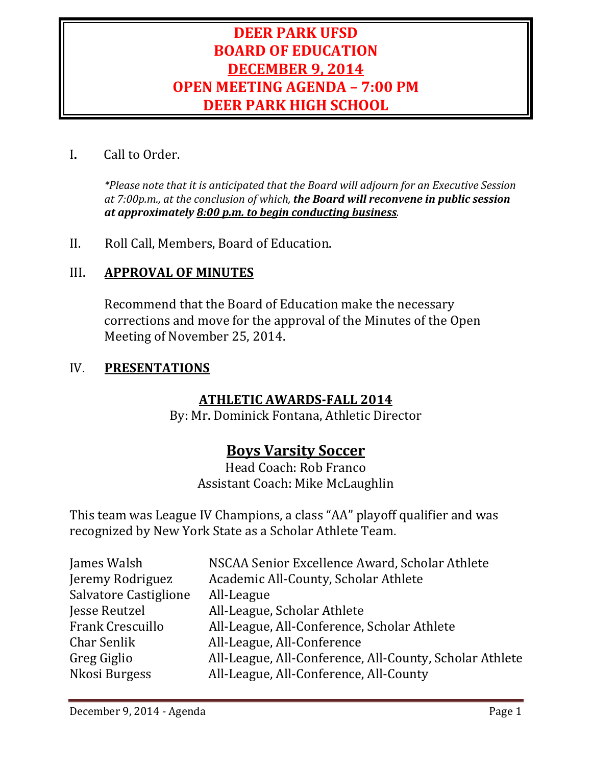# DEER PARK UFSD
# BOARD OF EDUCATION
# DECEMBER 9, 2014
# OPEN MEETING AGENDA – 7:00 PM
# DEER PARK HIGH SCHOOL

I. Call to Order.

*\*Please note that it is anticipated that the Board will adjourn for an Executive Session at 7:00p.m., at the conclusion of which,* ***the Board will reconvene in public session at approximately 8:00 p.m. to begin conducting business****.*

II. Roll Call, Members, Board of Education.

III. **APPROVAL OF MINUTES**

Recommend that the Board of Education make the necessary corrections and move for the approval of the Minutes of the Open Meeting of November 25, 2014.

IV. **PRESENTATIONS**

## ATHLETIC AWARDS-FALL 2014

By: Mr. Dominick Fontana, Athletic Director

## Boys Varsity Soccer

Head Coach: Rob Franco
Assistant Coach: Mike McLaughlin

This team was League IV Champions, a class "AA" playoff qualifier and was recognized by New York State as a Scholar Athlete Team.

| | |
|---|---|
| James Walsh | NSCAA Senior Excellence Award, Scholar Athlete |
| Jeremy Rodriguez | Academic All-County, Scholar Athlete |
| Salvatore Castiglione | All-League |
| Jesse Reutzel | All-League, Scholar Athlete |
| Frank Crescuillo | All-League, All-Conference, Scholar Athlete |
| Char Senlik | All-League, All-Conference |
| Greg Giglio | All-League, All-Conference, All-County, Scholar Athlete |
| Nkosi Burgess | All-League, All-Conference, All-County |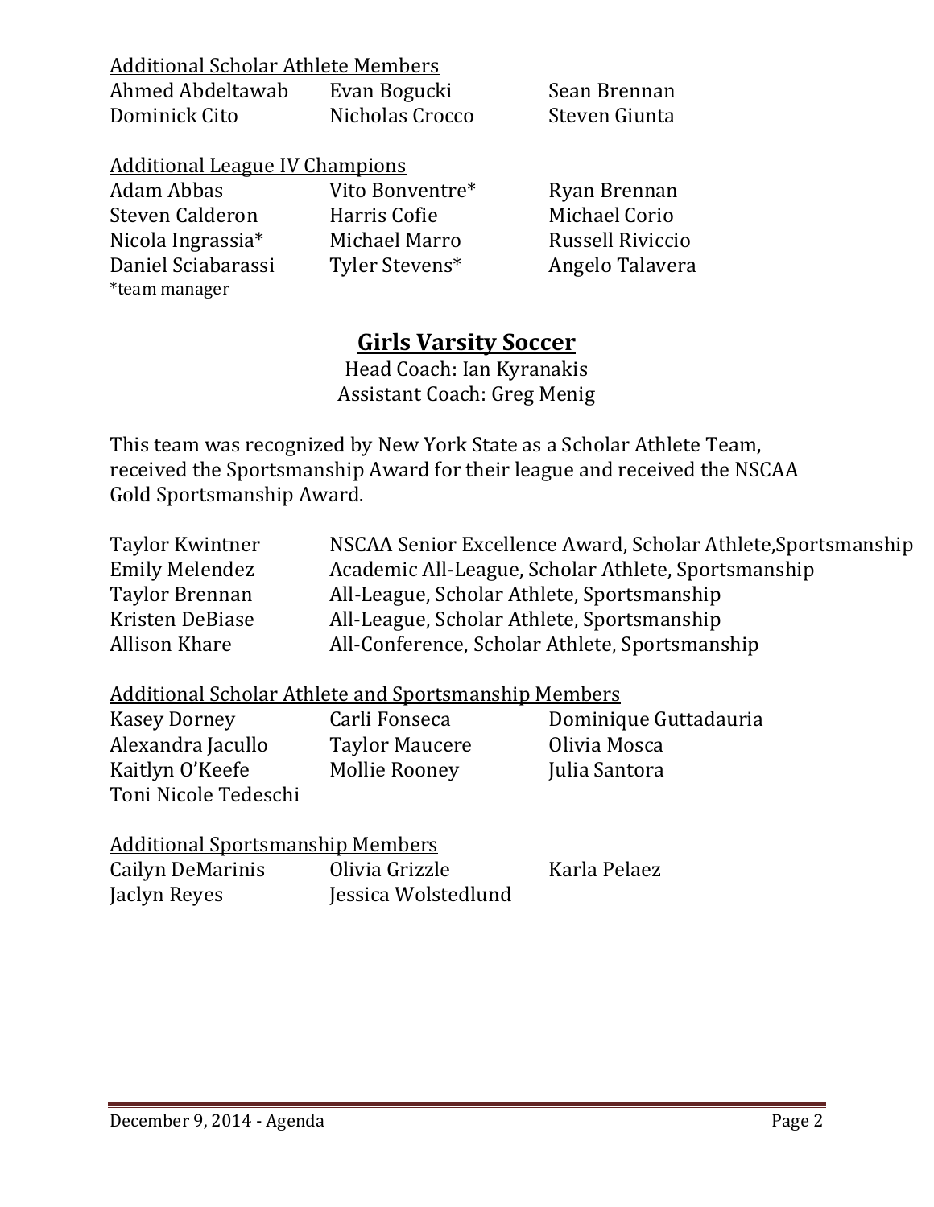Additional Scholar Athlete Members

| | | |
|---|---|---|
| Ahmed Abdeltawab | Evan Bogucki | Sean Brennan |
| Dominick Cito | Nicholas Crocco | Steven Giunta |

Additional League IV Champions

| | | |
|---|---|---|
| Adam Abbas | Vito Bonventre* | Ryan Brennan |
| Steven Calderon | Harris Cofie | Michael Corio |
| Nicola Ingrassia* | Michael Marro | Russell Riviccio |
| Daniel Sciabarassi | Tyler Stevens* | Angelo Talavera |

*team manager

## Girls Varsity Soccer

Head Coach: Ian Kyranakis
Assistant Coach: Greg Menig

This team was recognized by New York State as a Scholar Athlete Team, received the Sportsmanship Award for their league and received the NSCAA Gold Sportsmanship Award.

| | |
|---|---|
| Taylor Kwintner | NSCAA Senior Excellence Award, Scholar Athlete,Sportsmanship |
| Emily Melendez | Academic All-League, Scholar Athlete, Sportsmanship |
| Taylor Brennan | All-League, Scholar Athlete, Sportsmanship |
| Kristen DeBiase | All-League, Scholar Athlete, Sportsmanship |
| Allison Khare | All-Conference, Scholar Athlete, Sportsmanship |

Additional Scholar Athlete and Sportsmanship Members

| | | |
|---|---|---|
| Kasey Dorney | Carli Fonseca | Dominique Guttadauria |
| Alexandra Jacullo | Taylor Maucere | Olivia Mosca |
| Kaitlyn O'Keefe | Mollie Rooney | Julia Santora |
| Toni Nicole Tedeschi | | |

Additional Sportsmanship Members

| | | |
|---|---|---|
| Cailyn DeMarinis | Olivia Grizzle | Karla Pelaez |
| Jaclyn Reyes | Jessica Wolstedlund | |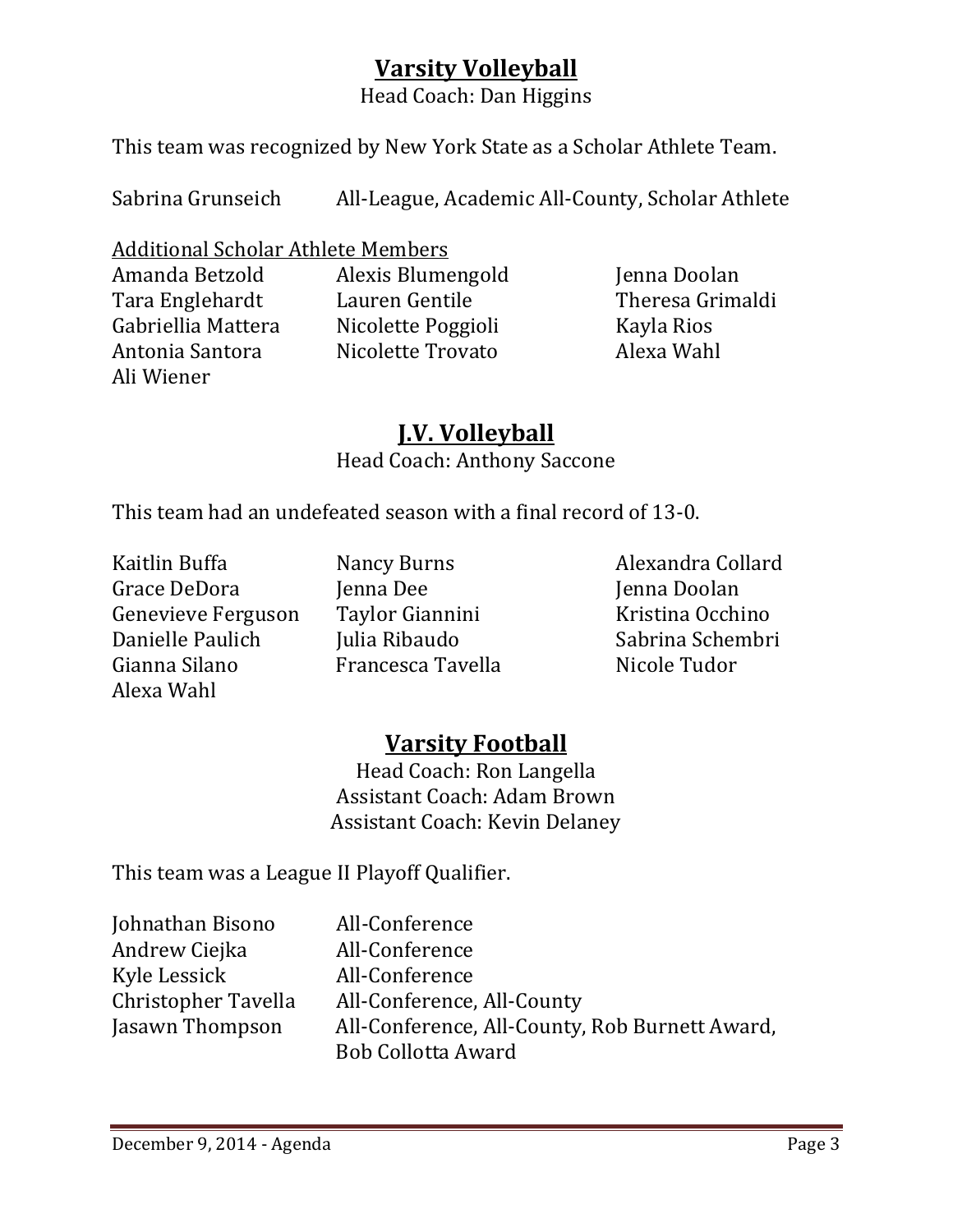## Varsity Volleyball

Head Coach: Dan Higgins

This team was recognized by New York State as a Scholar Athlete Team.

| | |
|---|---|
| Sabrina Grunseich | All-League, Academic All-County, Scholar Athlete |

Additional Scholar Athlete Members

| | | |
|---|---|---|
| Amanda Betzold | Alexis Blumengold | Jenna Doolan |
| Tara Englehardt | Lauren Gentile | Theresa Grimaldi |
| Gabriellia Mattera | Nicolette Poggioli | Kayla Rios |
| Antonia Santora | Nicolette Trovato | Alexa Wahl |
| Ali Wiener | | |

## J.V. Volleyball

Head Coach: Anthony Saccone

This team had an undefeated season with a final record of 13-0.

| | | |
|---|---|---|
| Kaitlin Buffa | Nancy Burns | Alexandra Collard |
| Grace DeDora | Jenna Dee | Jenna Doolan |
| Genevieve Ferguson | Taylor Giannini | Kristina Occhino |
| Danielle Paulich | Julia Ribaudo | Sabrina Schembri |
| Gianna Silano | Francesca Tavella | Nicole Tudor |
| Alexa Wahl | | |

## Varsity Football

Head Coach: Ron Langella
Assistant Coach: Adam Brown
Assistant Coach: Kevin Delaney

This team was a League II Playoff Qualifier.

| | |
|---|---|
| Johnathan Bisono | All-Conference |
| Andrew Ciejka | All-Conference |
| Kyle Lessick | All-Conference |
| Christopher Tavella | All-Conference, All-County |
| Jasawn Thompson | All-Conference, All-County, Rob Burnett Award, Bob Collotta Award |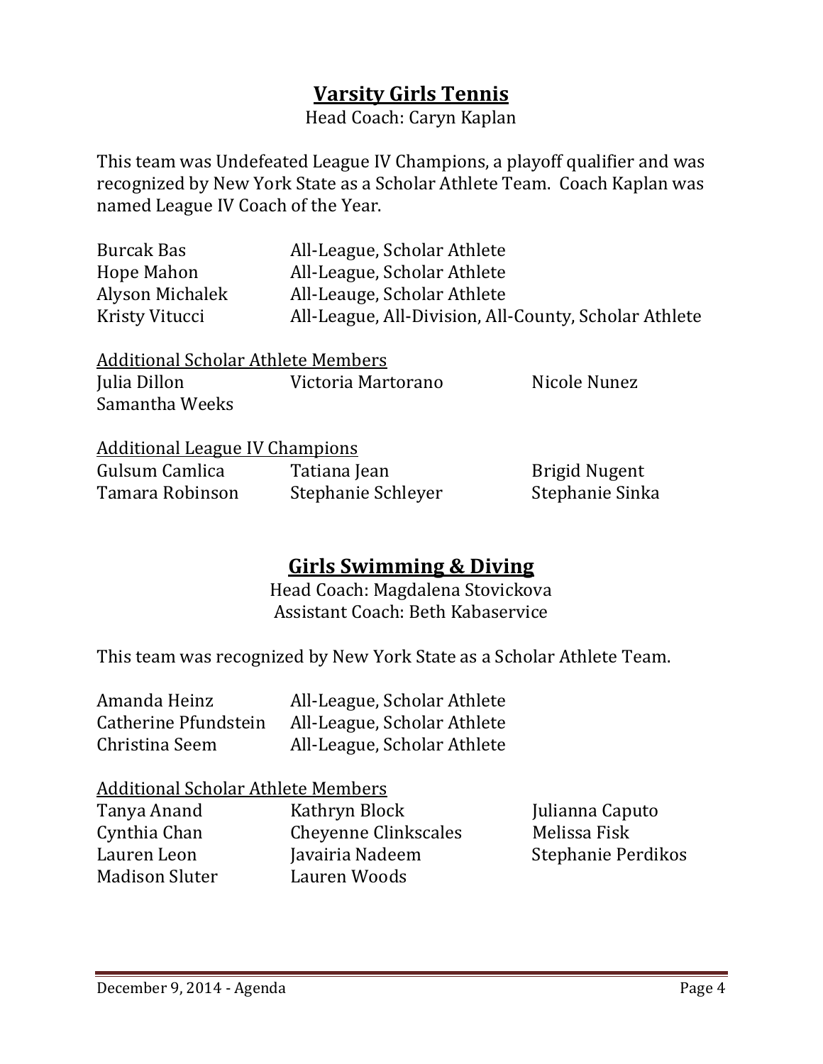## Varsity Girls Tennis

Head Coach: Caryn Kaplan

This team was Undefeated League IV Champions, a playoff qualifier and was recognized by New York State as a Scholar Athlete Team. Coach Kaplan was named League IV Coach of the Year.

| | |
|---|---|
| Burcak Bas | All-League, Scholar Athlete |
| Hope Mahon | All-League, Scholar Athlete |
| Alyson Michalek | All-Leauge, Scholar Athlete |
| Kristy Vitucci | All-League, All-Division, All-County, Scholar Athlete |

Additional Scholar Athlete Members

| | | |
|---|---|---|
| Julia Dillon | Victoria Martorano | Nicole Nunez |
| Samantha Weeks | | |

Additional League IV Champions

| | | |
|---|---|---|
| Gulsum Camlica | Tatiana Jean | Brigid Nugent |
| Tamara Robinson | Stephanie Schleyer | Stephanie Sinka |

## Girls Swimming & Diving

Head Coach: Magdalena Stovickova
Assistant Coach: Beth Kabaservice

This team was recognized by New York State as a Scholar Athlete Team.

| | |
|---|---|
| Amanda Heinz | All-League, Scholar Athlete |
| Catherine Pfundstein | All-League, Scholar Athlete |
| Christina Seem | All-League, Scholar Athlete |

Additional Scholar Athlete Members

| | | |
|---|---|---|
| Tanya Anand | Kathryn Block | Julianna Caputo |
| Cynthia Chan | Cheyenne Clinkscales | Melissa Fisk |
| Lauren Leon | Javairia Nadeem | Stephanie Perdikos |
| Madison Sluter | Lauren Woods | |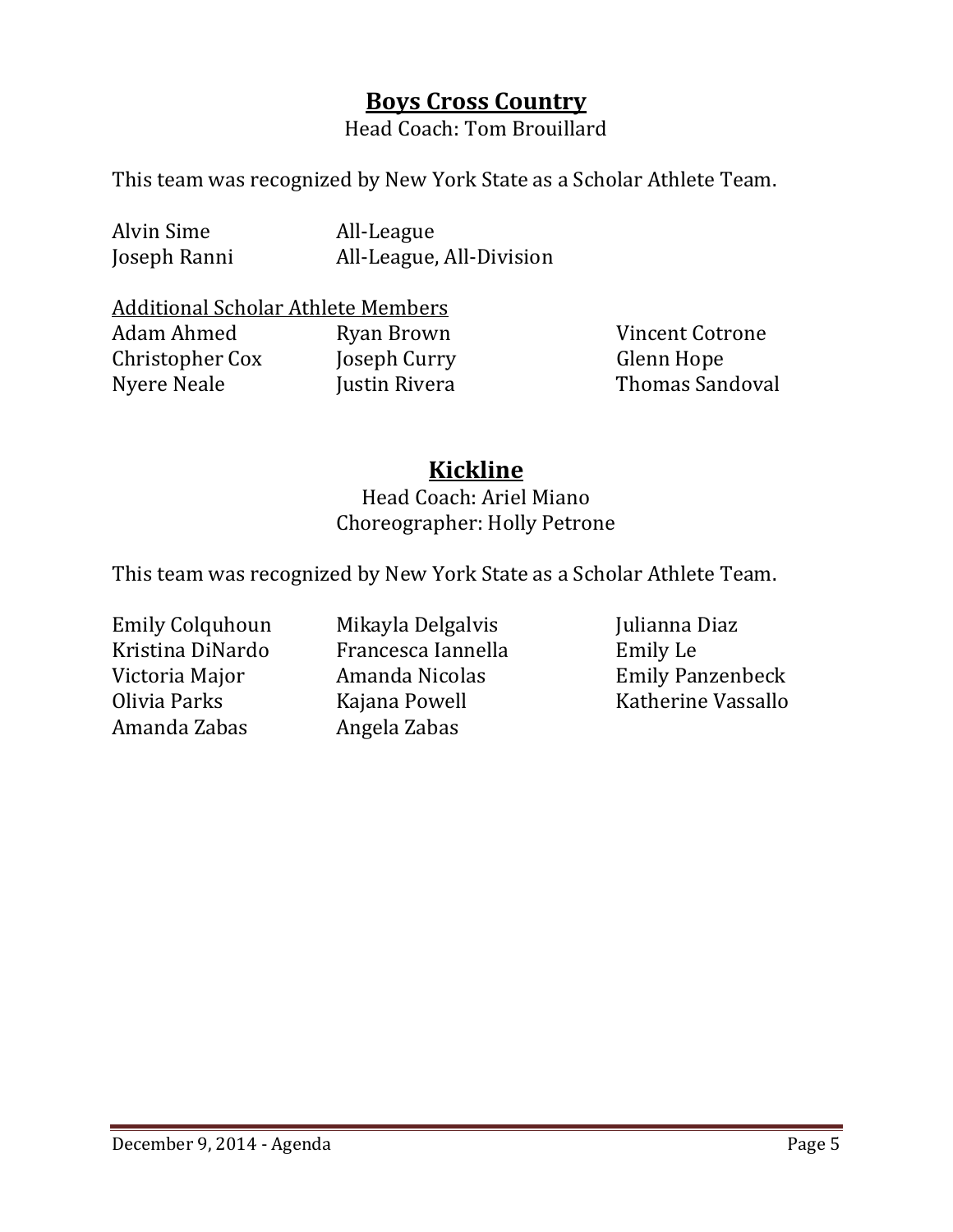## **Boys Cross Country**

Head Coach: Tom Brouillard

This team was recognized by New York State as a Scholar Athlete Team.

| | |
|---|---|
| Alvin Sime | All-League |
| Joseph Ranni | All-League, All-Division |

Additional Scholar Athlete Members

| | | |
|---|---|---|
| Adam Ahmed | Ryan Brown | Vincent Cotrone |
| Christopher Cox | Joseph Curry | Glenn Hope |
| Nyere Neale | Justin Rivera | Thomas Sandoval |

## **Kickline**

Head Coach: Ariel Miano
Choreographer: Holly Petrone

This team was recognized by New York State as a Scholar Athlete Team.

| | | |
|---|---|---|
| Emily Colquhoun | Mikayla Delgalvis | Julianna Diaz |
| Kristina DiNardo | Francesca Iannella | Emily Le |
| Victoria Major | Amanda Nicolas | Emily Panzenbeck |
| Olivia Parks | Kajana Powell | Katherine Vassallo |
| Amanda Zabas | Angela Zabas | |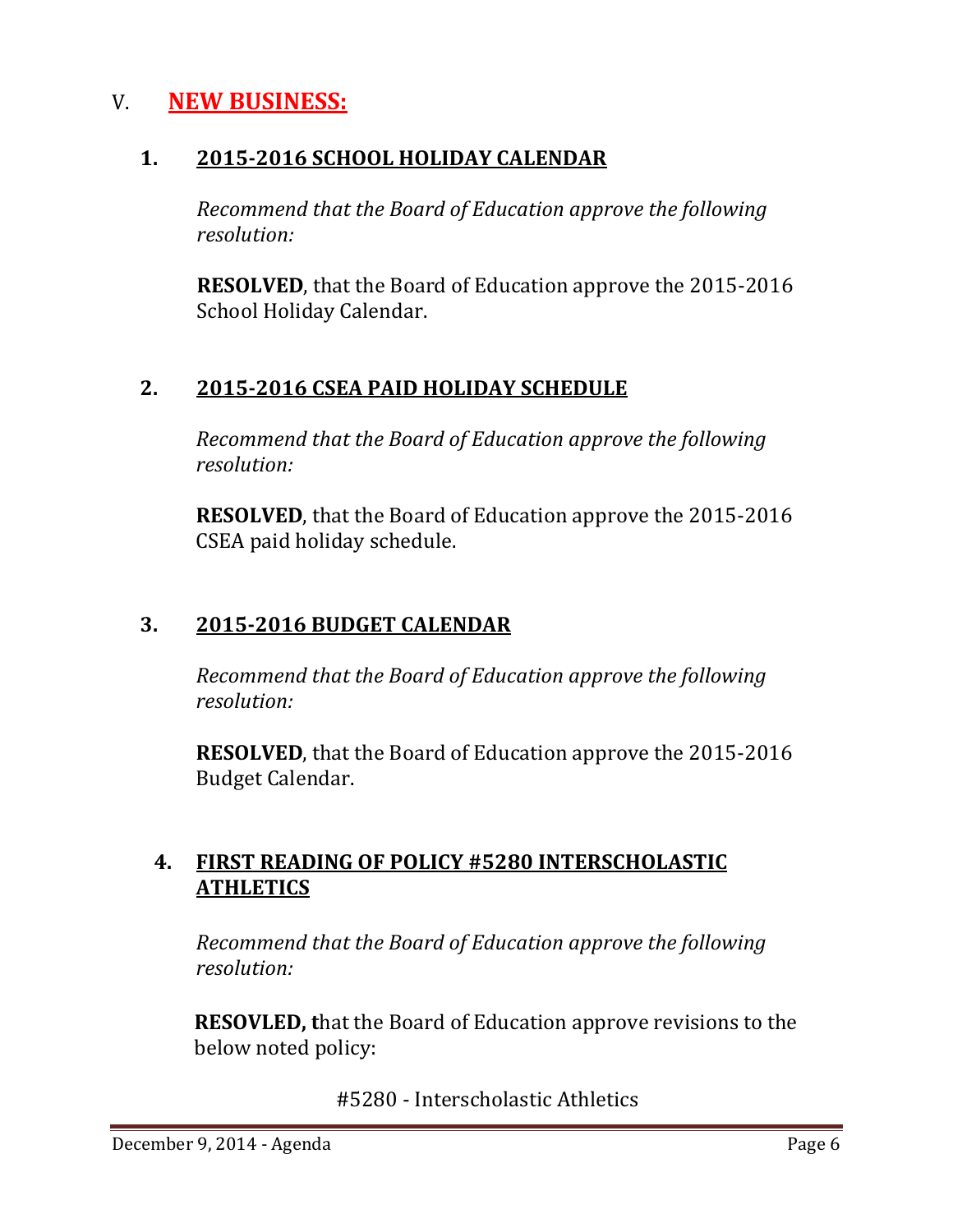# V. NEW BUSINESS:

## 1. 2015-2016 SCHOOL HOLIDAY CALENDAR

*Recommend that the Board of Education approve the following resolution:*

**RESOLVED**, that the Board of Education approve the 2015-2016 School Holiday Calendar.

## 2. 2015-2016 CSEA PAID HOLIDAY SCHEDULE

*Recommend that the Board of Education approve the following resolution:*

**RESOLVED**, that the Board of Education approve the 2015-2016 CSEA paid holiday schedule.

## 3. 2015-2016 BUDGET CALENDAR

*Recommend that the Board of Education approve the following resolution:*

**RESOLVED**, that the Board of Education approve the 2015-2016 Budget Calendar.

## 4. FIRST READING OF POLICY #5280 INTERSCHOLASTIC ATHLETICS

*Recommend that the Board of Education approve the following resolution:*

**RESOVLED, t**hat the Board of Education approve revisions to the below noted policy:

#5280 - Interscholastic Athletics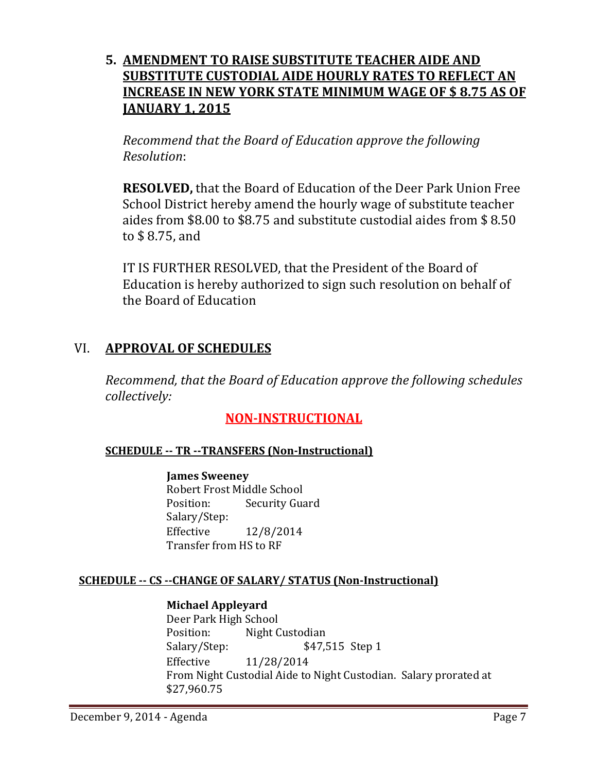## 5. AMENDMENT TO RAISE SUBSTITUTE TEACHER AIDE AND SUBSTITUTE CUSTODIAL AIDE HOURLY RATES TO REFLECT AN INCREASE IN NEW YORK STATE MINIMUM WAGE OF $ 8.75 AS OF JANUARY 1, 2015

*Recommend that the Board of Education approve the following Resolution*:

**RESOLVED,** that the Board of Education of the Deer Park Union Free School District hereby amend the hourly wage of substitute teacher aides from $8.00 to $8.75 and substitute custodial aides from $ 8.50 to $ 8.75, and

IT IS FURTHER RESOLVED, that the President of the Board of Education is hereby authorized to sign such resolution on behalf of the Board of Education

# VI. APPROVAL OF SCHEDULES

*Recommend, that the Board of Education approve the following schedules collectively:*

## NON-INSTRUCTIONAL

### SCHEDULE -- TR --TRANSFERS (Non-Instructional)

**James Sweeney**
Robert Frost Middle School
Position: Security Guard
Salary/Step:
Effective 12/8/2014
Transfer from HS to RF

### SCHEDULE -- CS --CHANGE OF SALARY/ STATUS (Non-Instructional)

**Michael Appleyard**
Deer Park High School
Position: Night Custodian
Salary/Step: $47,515 Step 1
Effective 11/28/2014
From Night Custodial Aide to Night Custodian. Salary prorated at $27,960.75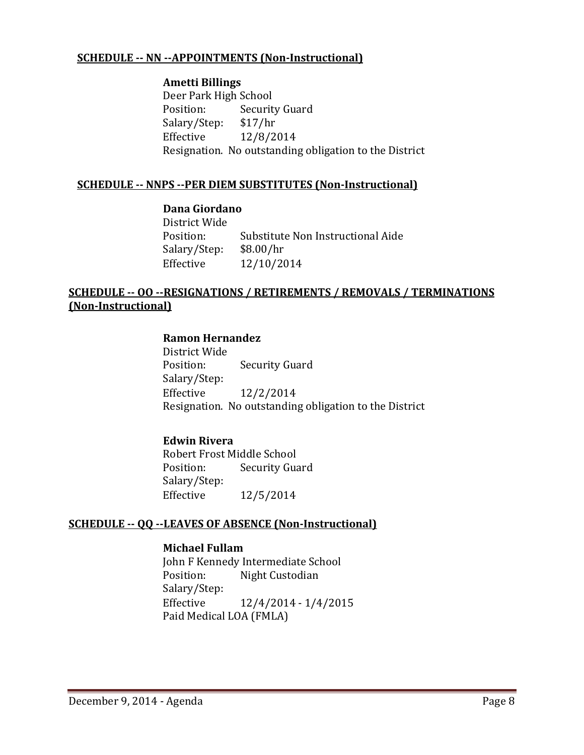## SCHEDULE -- NN --APPOINTMENTS (Non-Instructional)

**Ametti Billings**
Deer Park High School
Position: Security Guard
Salary/Step: $17/hr
Effective 12/8/2014
Resignation. No outstanding obligation to the District

## SCHEDULE -- NNPS --PER DIEM SUBSTITUTES (Non-Instructional)

**Dana Giordano**
District Wide
Position: Substitute Non Instructional Aide
Salary/Step: $8.00/hr
Effective 12/10/2014

## SCHEDULE -- OO --RESIGNATIONS / RETIREMENTS / REMOVALS / TERMINATIONS (Non-Instructional)

**Ramon Hernandez**
District Wide
Position: Security Guard
Salary/Step:
Effective 12/2/2014
Resignation. No outstanding obligation to the District

**Edwin Rivera**
Robert Frost Middle School
Position: Security Guard
Salary/Step:
Effective 12/5/2014

## SCHEDULE -- QQ --LEAVES OF ABSENCE (Non-Instructional)

**Michael Fullam**
John F Kennedy Intermediate School
Position: Night Custodian
Salary/Step:
Effective 12/4/2014 - 1/4/2015
Paid Medical LOA (FMLA)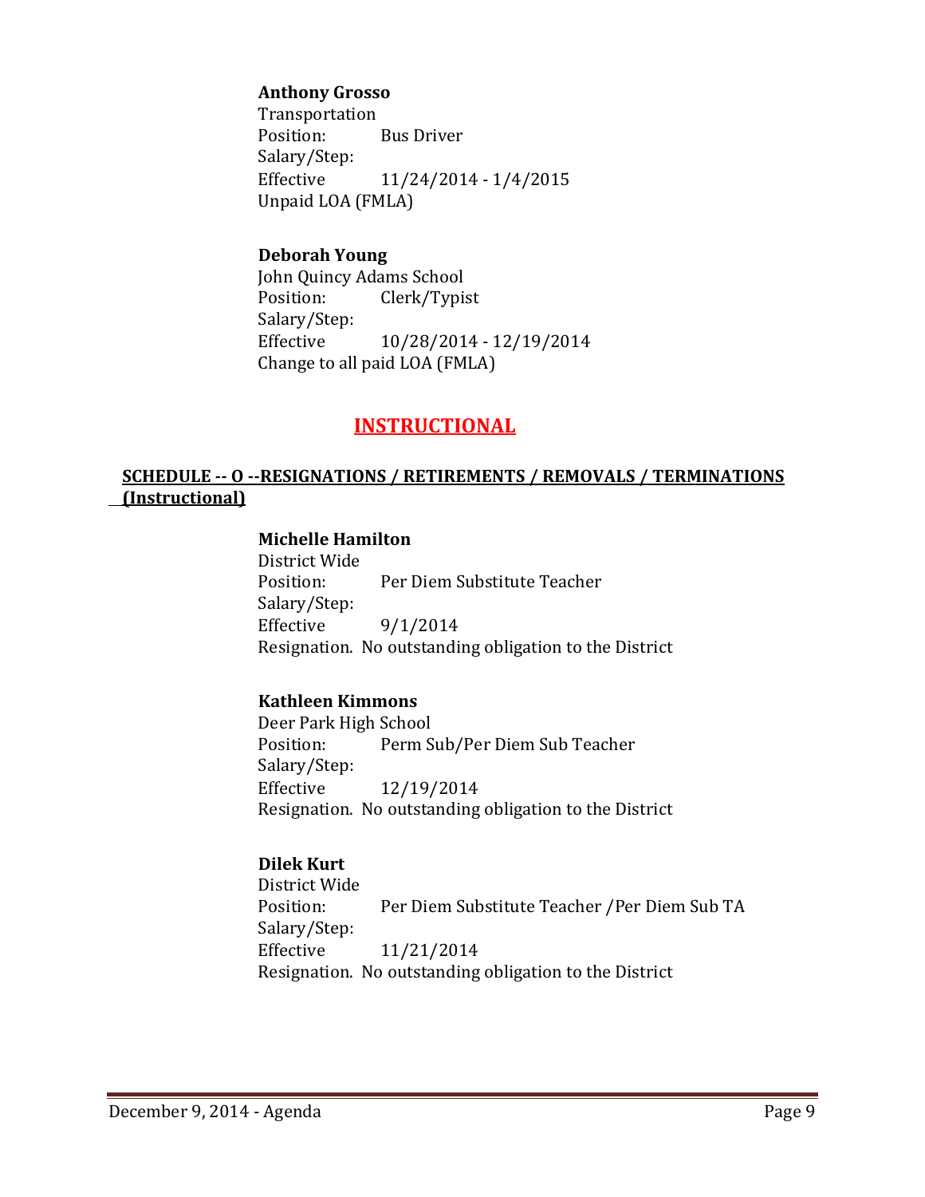**Anthony Grosso**
Transportation
Position: Bus Driver
Salary/Step:
Effective 11/24/2014 - 1/4/2015
Unpaid LOA (FMLA)

**Deborah Young**
John Quincy Adams School
Position: Clerk/Typist
Salary/Step:
Effective 10/28/2014 - 12/19/2014
Change to all paid LOA (FMLA)

## INSTRUCTIONAL

### SCHEDULE -- O --RESIGNATIONS / RETIREMENTS / REMOVALS / TERMINATIONS (Instructional)

**Michelle Hamilton**
District Wide
Position: Per Diem Substitute Teacher
Salary/Step:
Effective 9/1/2014
Resignation. No outstanding obligation to the District

**Kathleen Kimmons**
Deer Park High School
Position: Perm Sub/Per Diem Sub Teacher
Salary/Step:
Effective 12/19/2014
Resignation. No outstanding obligation to the District

**Dilek Kurt**
District Wide
Position: Per Diem Substitute Teacher /Per Diem Sub TA
Salary/Step:
Effective 11/21/2014
Resignation. No outstanding obligation to the District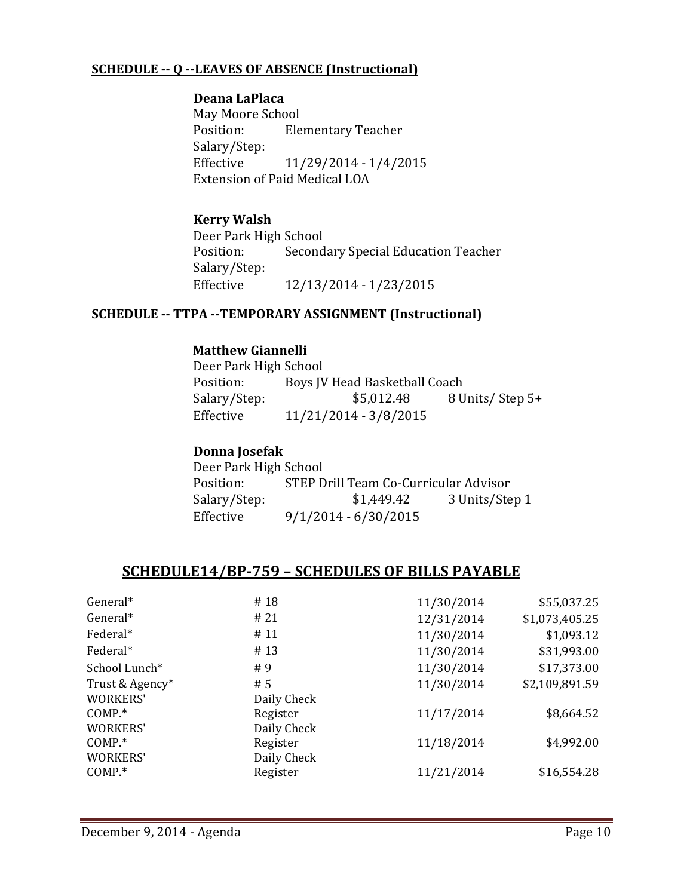**SCHEDULE -- Q --LEAVES OF ABSENCE (Instructional)**

**Deana LaPlaca**
May Moore School
Position: Elementary Teacher
Salary/Step:
Effective 11/29/2014 - 1/4/2015
Extension of Paid Medical LOA

**Kerry Walsh**
Deer Park High School
Position: Secondary Special Education Teacher
Salary/Step:
Effective 12/13/2014 - 1/23/2015

**SCHEDULE -- TTPA --TEMPORARY ASSIGNMENT (Instructional)**

**Matthew Giannelli**
Deer Park High School
Position: Boys JV Head Basketball Coach
Salary/Step: $5,012.48 8 Units/ Step 5+
Effective 11/21/2014 - 3/8/2015

**Donna Josefak**
Deer Park High School
Position: STEP Drill Team Co-Curricular Advisor
Salary/Step: $1,449.42 3 Units/Step 1
Effective 9/1/2014 - 6/30/2015

## SCHEDULE14/BP-759 – SCHEDULES OF BILLS PAYABLE

| | | | |
|---|---|---|---|
| General* | # 18 | 11/30/2014 | $55,037.25 |
| General* | # 21 | 12/31/2014 | $1,073,405.25 |
| Federal* | # 11 | 11/30/2014 | $1,093.12 |
| Federal* | # 13 | 11/30/2014 | $31,993.00 |
| School Lunch* | # 9 | 11/30/2014 | $17,373.00 |
| Trust & Agency* | # 5 | 11/30/2014 | $2,109,891.59 |
| WORKERS' COMP.* | Daily Check Register | 11/17/2014 | $8,664.52 |
| WORKERS' COMP.* | Daily Check Register | 11/18/2014 | $4,992.00 |
| WORKERS' COMP.* | Daily Check Register | 11/21/2014 | $16,554.28 |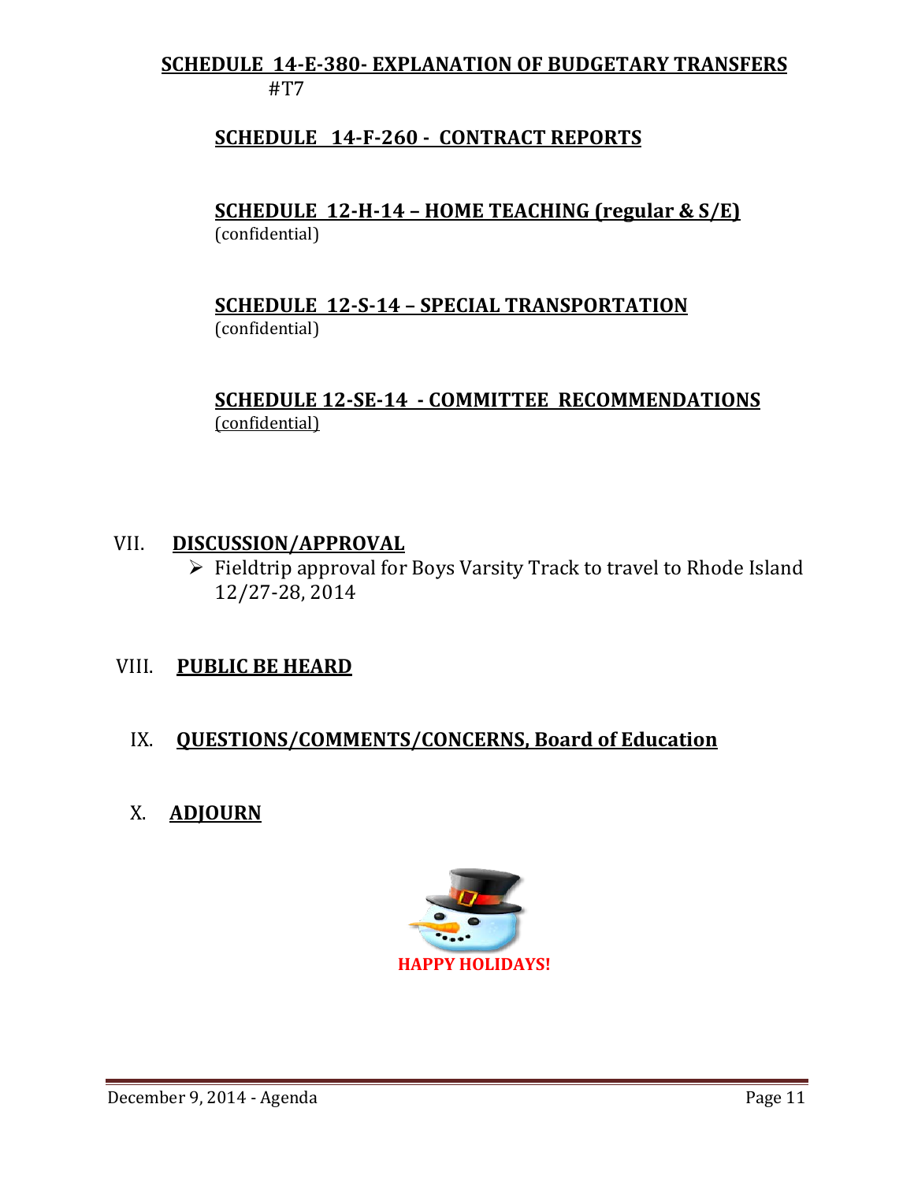**SCHEDULE 14-E-380- EXPLANATION OF BUDGETARY TRANSFERS**
#T7

**SCHEDULE 14-F-260 - CONTRACT REPORTS**

**SCHEDULE 12-H-14 – HOME TEACHING (regular & S/E)**
(confidential)

**SCHEDULE 12-S-14 – SPECIAL TRANSPORTATION**
(confidential)

**SCHEDULE 12-SE-14 - COMMITTEE RECOMMENDATIONS**
(confidential)

## VII. DISCUSSION/APPROVAL

- Fieldtrip approval for Boys Varsity Track to travel to Rhode Island 12/27-28, 2014

## VIII. PUBLIC BE HEARD

## IX. QUESTIONS/COMMENTS/CONCERNS, Board of Education

## X. ADJOURN

**HAPPY HOLIDAYS!**